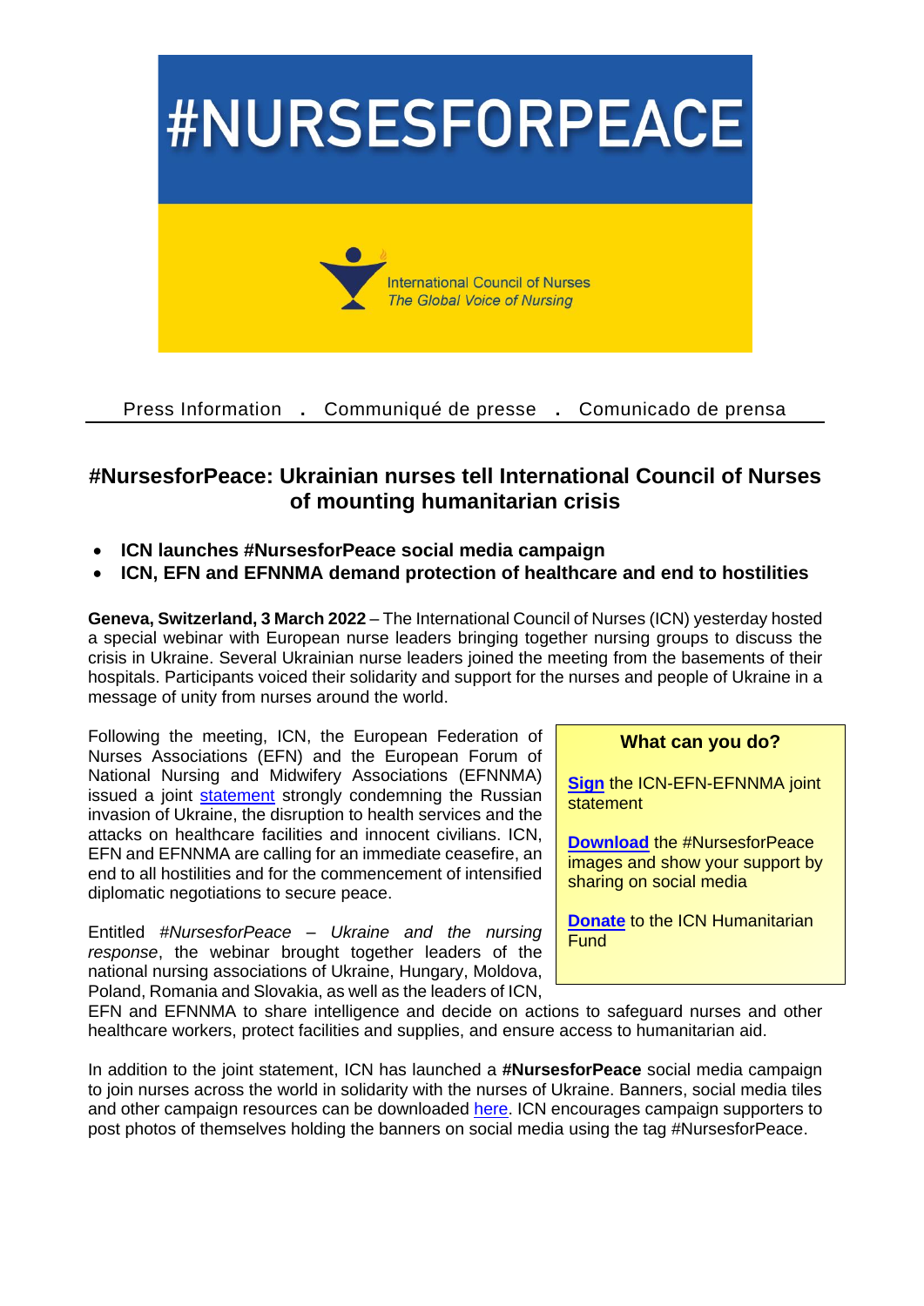#NURSESFORPEACE

International Council of Nurses
*The Global Voice of Nursing*

Press Information . Communiqué de presse . Comunicado de prensa

# #NursesforPeace: Ukrainian nurses tell International Council of Nurses of mounting humanitarian crisis

- **ICN launches #NursesforPeace social media campaign**
- **ICN, EFN and EFNNMA demand protection of healthcare and end to hostilities**

**Geneva, Switzerland, 3 March 2022** – The International Council of Nurses (ICN) yesterday hosted a special webinar with European nurse leaders bringing together nursing groups to discuss the crisis in Ukraine. Several Ukrainian nurse leaders joined the meeting from the basements of their hospitals. Participants voiced their solidarity and support for the nurses and people of Ukraine in a message of unity from nurses around the world.

Following the meeting, ICN, the European Federation of Nurses Associations (EFN) and the European Forum of National Nursing and Midwifery Associations (EFNNMA) issued a joint statement strongly condemning the Russian invasion of Ukraine, the disruption to health services and the attacks on healthcare facilities and innocent civilians. ICN, EFN and EFNNMA are calling for an immediate ceasefire, an end to all hostilities and for the commencement of intensified diplomatic negotiations to secure peace.

Entitled *#NursesforPeace – Ukraine and the nursing response*, the webinar brought together leaders of the national nursing associations of Ukraine, Hungary, Moldova, Poland, Romania and Slovakia, as well as the leaders of ICN, EFN and EFNNMA to share intelligence and decide on actions to safeguard nurses and other healthcare workers, protect facilities and supplies, and ensure access to humanitarian aid.

In addition to the joint statement, ICN has launched a **#NursesforPeace** social media campaign to join nurses across the world in solidarity with the nurses of Ukraine. Banners, social media tiles and other campaign resources can be downloaded here. ICN encourages campaign supporters to post photos of themselves holding the banners on social media using the tag #NursesforPeace.

**What can you do?**

**Sign** the ICN-EFN-EFNNMA joint statement

**Download** the #NursesforPeace images and show your support by sharing on social media

**Donate** to the ICN Humanitarian Fund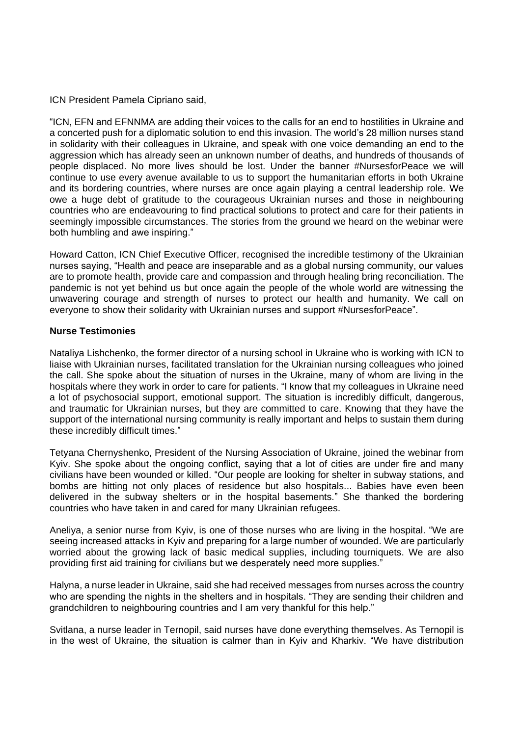ICN President Pamela Cipriano said,

"ICN, EFN and EFNNMA are adding their voices to the calls for an end to hostilities in Ukraine and a concerted push for a diplomatic solution to end this invasion. The world's 28 million nurses stand in solidarity with their colleagues in Ukraine, and speak with one voice demanding an end to the aggression which has already seen an unknown number of deaths, and hundreds of thousands of people displaced. No more lives should be lost. Under the banner #NursesforPeace we will continue to use every avenue available to us to support the humanitarian efforts in both Ukraine and its bordering countries, where nurses are once again playing a central leadership role. We owe a huge debt of gratitude to the courageous Ukrainian nurses and those in neighbouring countries who are endeavouring to find practical solutions to protect and care for their patients in seemingly impossible circumstances. The stories from the ground we heard on the webinar were both humbling and awe inspiring."

Howard Catton, ICN Chief Executive Officer, recognised the incredible testimony of the Ukrainian nurses saying, "Health and peace are inseparable and as a global nursing community, our values are to promote health, provide care and compassion and through healing bring reconciliation. The pandemic is not yet behind us but once again the people of the whole world are witnessing the unwavering courage and strength of nurses to protect our health and humanity. We call on everyone to show their solidarity with Ukrainian nurses and support #NursesforPeace".

**Nurse Testimonies**

Nataliya Lishchenko, the former director of a nursing school in Ukraine who is working with ICN to liaise with Ukrainian nurses, facilitated translation for the Ukrainian nursing colleagues who joined the call. She spoke about the situation of nurses in the Ukraine, many of whom are living in the hospitals where they work in order to care for patients. "I know that my colleagues in Ukraine need a lot of psychosocial support, emotional support. The situation is incredibly difficult, dangerous, and traumatic for Ukrainian nurses, but they are committed to care. Knowing that they have the support of the international nursing community is really important and helps to sustain them during these incredibly difficult times."

Tetyana Chernyshenko, President of the Nursing Association of Ukraine, joined the webinar from Kyiv. She spoke about the ongoing conflict, saying that a lot of cities are under fire and many civilians have been wounded or killed. "Our people are looking for shelter in subway stations, and bombs are hitting not only places of residence but also hospitals... Babies have even been delivered in the subway shelters or in the hospital basements." She thanked the bordering countries who have taken in and cared for many Ukrainian refugees.

Aneliya, a senior nurse from Kyiv, is one of those nurses who are living in the hospital. "We are seeing increased attacks in Kyiv and preparing for a large number of wounded. We are particularly worried about the growing lack of basic medical supplies, including tourniquets. We are also providing first aid training for civilians but we desperately need more supplies."

Halyna, a nurse leader in Ukraine, said she had received messages from nurses across the country who are spending the nights in the shelters and in hospitals. "They are sending their children and grandchildren to neighbouring countries and I am very thankful for this help."

Svitlana, a nurse leader in Ternopil, said nurses have done everything themselves. As Ternopil is in the west of Ukraine, the situation is calmer than in Kyiv and Kharkiv. "We have distribution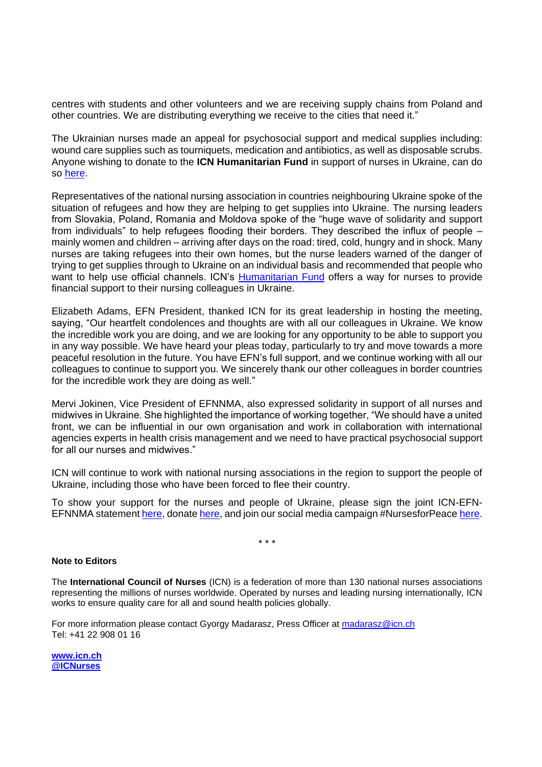centres with students and other volunteers and we are receiving supply chains from Poland and other countries. We are distributing everything we receive to the cities that need it."

The Ukrainian nurses made an appeal for psychosocial support and medical supplies including: wound care supplies such as tourniquets, medication and antibiotics, as well as disposable scrubs. Anyone wishing to donate to the **ICN Humanitarian Fund** in support of nurses in Ukraine, can do so here.

Representatives of the national nursing association in countries neighbouring Ukraine spoke of the situation of refugees and how they are helping to get supplies into Ukraine. The nursing leaders from Slovakia, Poland, Romania and Moldova spoke of the "huge wave of solidarity and support from individuals" to help refugees flooding their borders. They described the influx of people – mainly women and children – arriving after days on the road: tired, cold, hungry and in shock. Many nurses are taking refugees into their own homes, but the nurse leaders warned of the danger of trying to get supplies through to Ukraine on an individual basis and recommended that people who want to help use official channels. ICN's Humanitarian Fund offers a way for nurses to provide financial support to their nursing colleagues in Ukraine.

Elizabeth Adams, EFN President, thanked ICN for its great leadership in hosting the meeting, saying, "Our heartfelt condolences and thoughts are with all our colleagues in Ukraine. We know the incredible work you are doing, and we are looking for any opportunity to be able to support you in any way possible. We have heard your pleas today, particularly to try and move towards a more peaceful resolution in the future. You have EFN's full support, and we continue working with all our colleagues to continue to support you. We sincerely thank our other colleagues in border countries for the incredible work they are doing as well."

Mervi Jokinen, Vice President of EFNNMA, also expressed solidarity in support of all nurses and midwives in Ukraine. She highlighted the importance of working together, "We should have a united front, we can be influential in our own organisation and work in collaboration with international agencies experts in health crisis management and we need to have practical psychosocial support for all our nurses and midwives."

ICN will continue to work with national nursing associations in the region to support the people of Ukraine, including those who have been forced to flee their country.

To show your support for the nurses and people of Ukraine, please sign the joint ICN-EFN-EFNNMA statement here, donate here, and join our social media campaign #NursesforPeace here.

\* \* \*

**Note to Editors**

The **International Council of Nurses** (ICN) is a federation of more than 130 national nurses associations representing the millions of nurses worldwide. Operated by nurses and leading nursing internationally, ICN works to ensure quality care for all and sound health policies globally.

For more information please contact Gyorgy Madarasz, Press Officer at madarasz@icn.ch
Tel: +41 22 908 01 16

**www.icn.ch**
**@ICNurses**